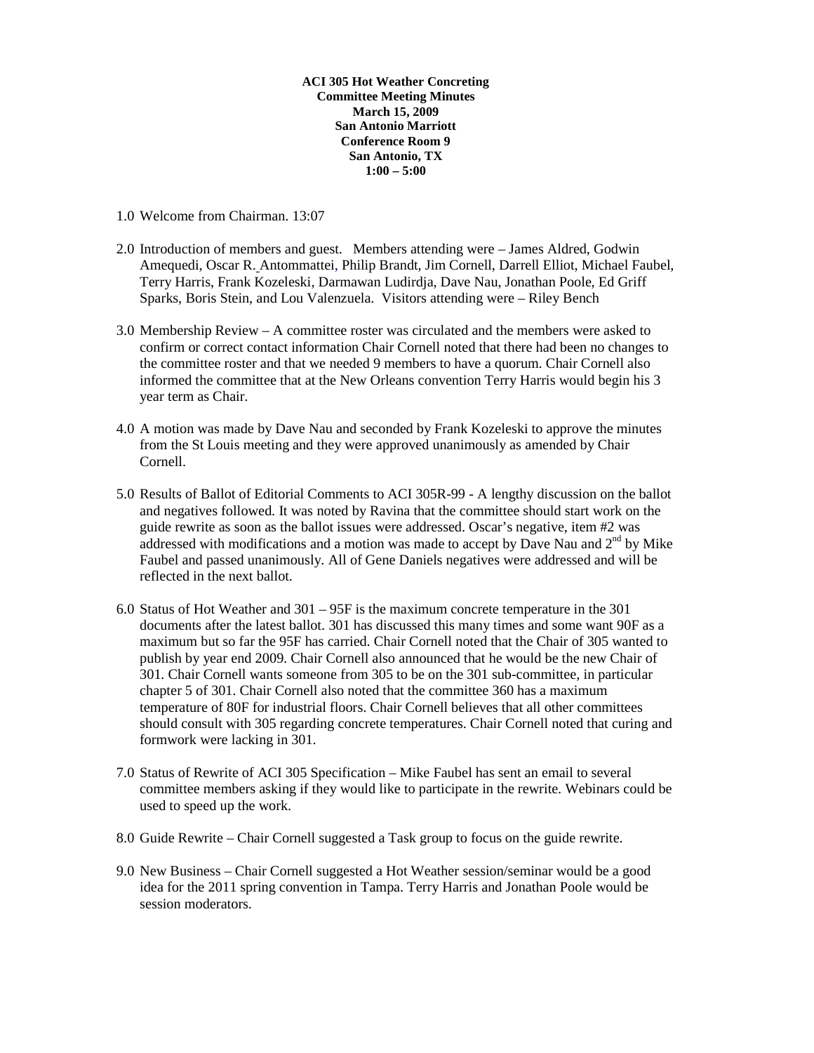**ACI 305 Hot Weather Concreting**
**Committee Meeting Minutes**
**March 15, 2009**
**San Antonio Marriott**
**Conference Room 9**
**San Antonio, TX**
**1:00 – 5:00**

1.0 Welcome from Chairman. 13:07

2.0 Introduction of members and guest. Members attending were – James Aldred, Godwin Amequedi, Oscar R. Antommattei, Philip Brandt, Jim Cornell, Darrell Elliot, Michael Faubel, Terry Harris, Frank Kozeleski, Darmawan Ludirdja, Dave Nau, Jonathan Poole, Ed Griff Sparks, Boris Stein, and Lou Valenzuela. Visitors attending were – Riley Bench

3.0 Membership Review – A committee roster was circulated and the members were asked to confirm or correct contact information Chair Cornell noted that there had been no changes to the committee roster and that we needed 9 members to have a quorum. Chair Cornell also informed the committee that at the New Orleans convention Terry Harris would begin his 3 year term as Chair.

4.0 A motion was made by Dave Nau and seconded by Frank Kozeleski to approve the minutes from the St Louis meeting and they were approved unanimously as amended by Chair Cornell.

5.0 Results of Ballot of Editorial Comments to ACI 305R-99 - A lengthy discussion on the ballot and negatives followed. It was noted by Ravina that the committee should start work on the guide rewrite as soon as the ballot issues were addressed. Oscar's negative, item #2 was addressed with modifications and a motion was made to accept by Dave Nau and 2nd by Mike Faubel and passed unanimously. All of Gene Daniels negatives were addressed and will be reflected in the next ballot.

6.0 Status of Hot Weather and 301 – 95F is the maximum concrete temperature in the 301 documents after the latest ballot. 301 has discussed this many times and some want 90F as a maximum but so far the 95F has carried. Chair Cornell noted that the Chair of 305 wanted to publish by year end 2009. Chair Cornell also announced that he would be the new Chair of 301. Chair Cornell wants someone from 305 to be on the 301 sub-committee, in particular chapter 5 of 301. Chair Cornell also noted that the committee 360 has a maximum temperature of 80F for industrial floors. Chair Cornell believes that all other committees should consult with 305 regarding concrete temperatures. Chair Cornell noted that curing and formwork were lacking in 301.

7.0 Status of Rewrite of ACI 305 Specification – Mike Faubel has sent an email to several committee members asking if they would like to participate in the rewrite. Webinars could be used to speed up the work.

8.0 Guide Rewrite – Chair Cornell suggested a Task group to focus on the guide rewrite.

9.0 New Business – Chair Cornell suggested a Hot Weather session/seminar would be a good idea for the 2011 spring convention in Tampa. Terry Harris and Jonathan Poole would be session moderators.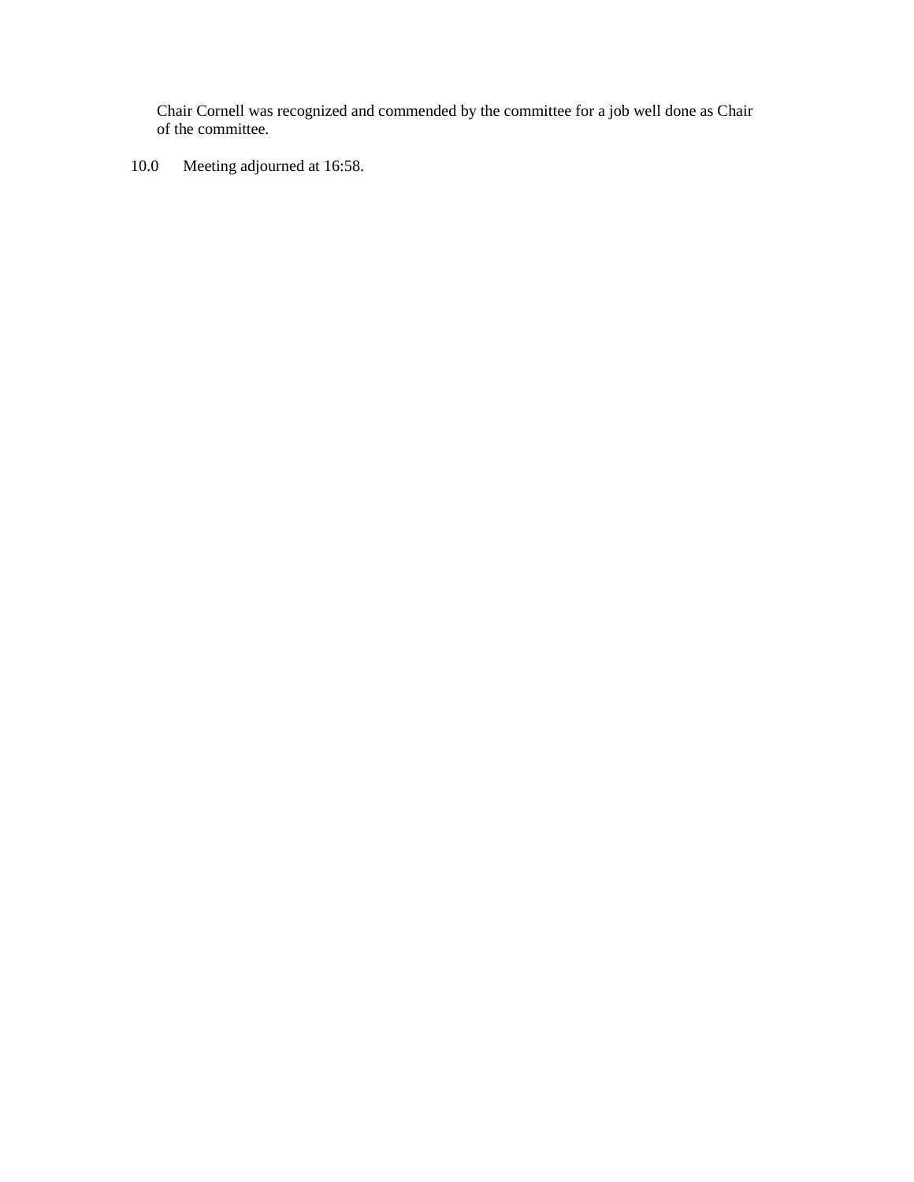Chair Cornell was recognized and commended by the committee for a job well done as Chair of the committee.

10.0 Meeting adjourned at 16:58.